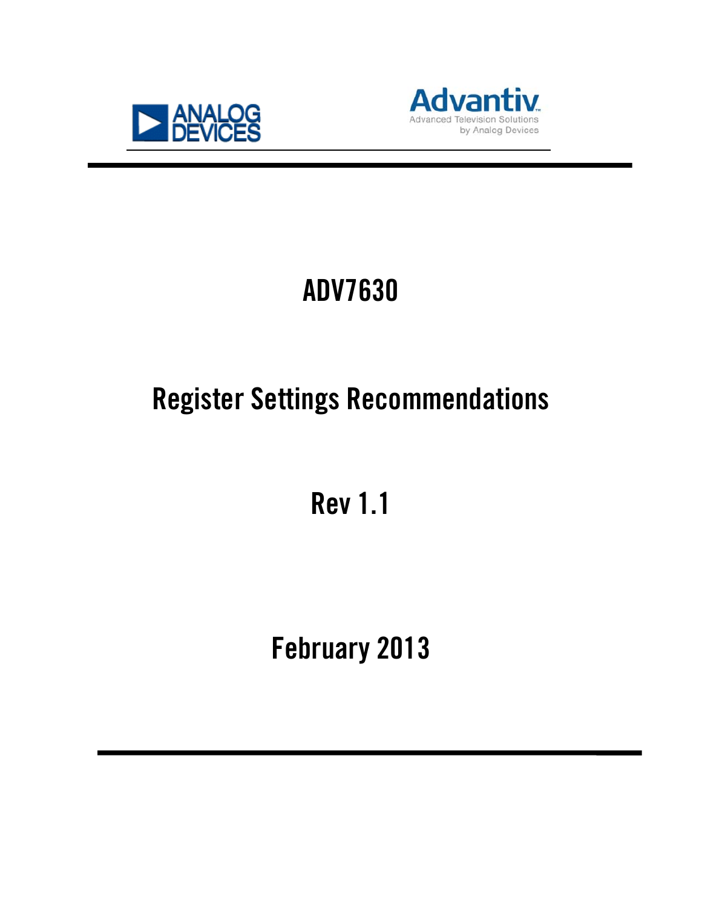ANALOG DEVICES

Advantiv
Advanced Television Solutions
by Analog Devices

# ADV7630

# Register Settings Recommendations

## Rev 1.1

## February 2013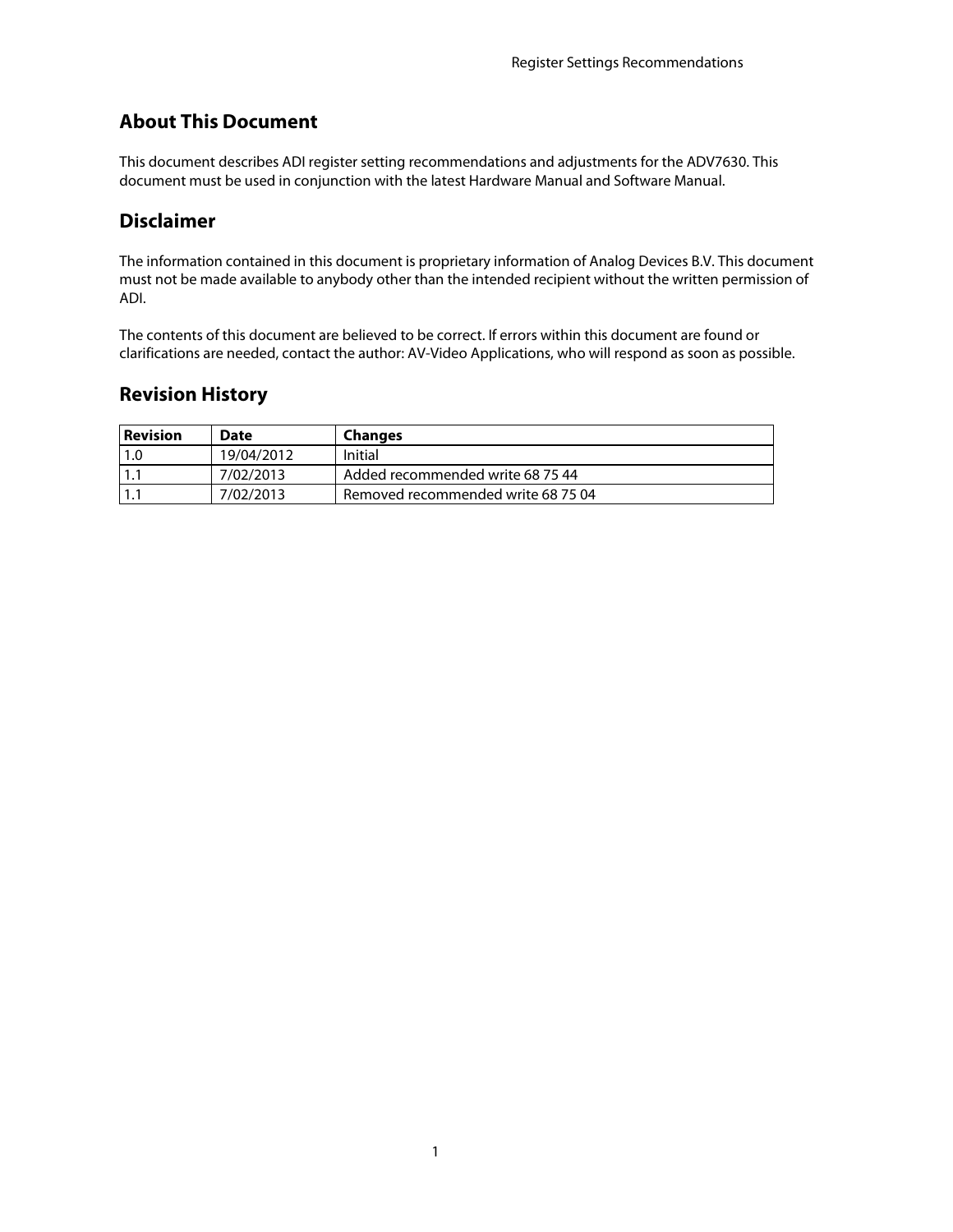## About This Document

This document describes ADI register setting recommendations and adjustments for the ADV7630. This document must be used in conjunction with the latest Hardware Manual and Software Manual.

## Disclaimer

The information contained in this document is proprietary information of Analog Devices B.V. This document must not be made available to anybody other than the intended recipient without the written permission of ADI.

The contents of this document are believed to be correct. If errors within this document are found or clarifications are needed, contact the author: AV-Video Applications, who will respond as soon as possible.

## Revision History

| Revision | Date | Changes |
| --- | --- | --- |
| 1.0 | 19/04/2012 | Initial |
| 1.1 | 7/02/2013 | Added recommended write 68 75 44 |
| 1.1 | 7/02/2013 | Removed recommended write 68 75 04 |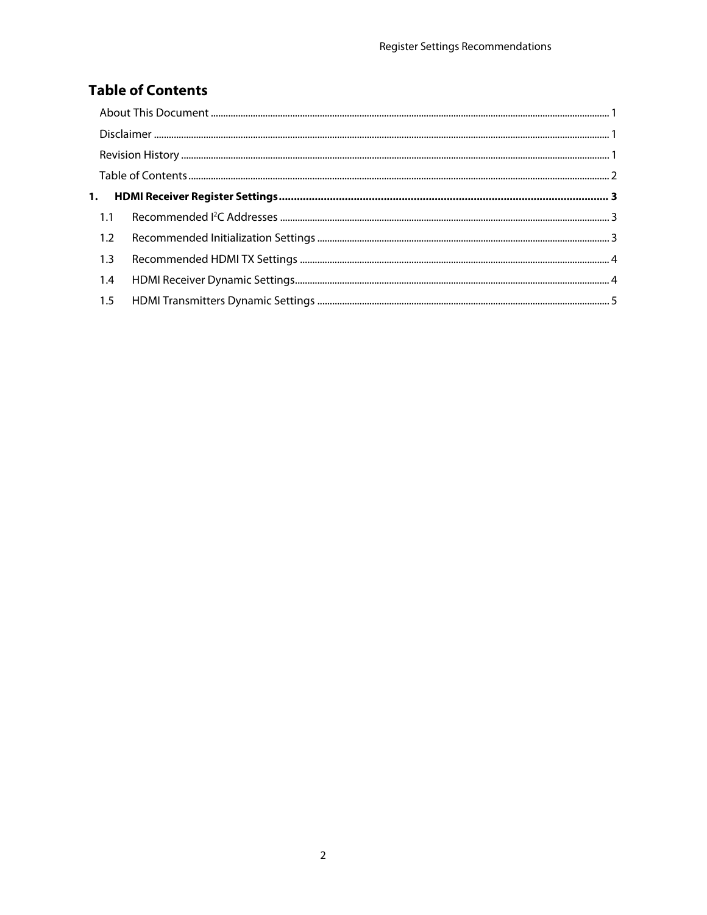# Table of Contents

About This Document ........................................................................................................ 1

Disclaimer ........................................................................................................................ 1

Revision History ............................................................................................................... 1

Table of Contents .............................................................................................................. 2

**1. HDMI Receiver Register Settings .................................................................................. 3**

1.1 Recommended I²C Addresses ..................................................................................... 3

1.2 Recommended Initialization Settings .......................................................................... 3

1.3 Recommended HDMI TX Settings .............................................................................. 4

1.4 HDMI Receiver Dynamic Settings ............................................................................... 4

1.5 HDMI Transmitters Dynamic Settings ......................................................................... 5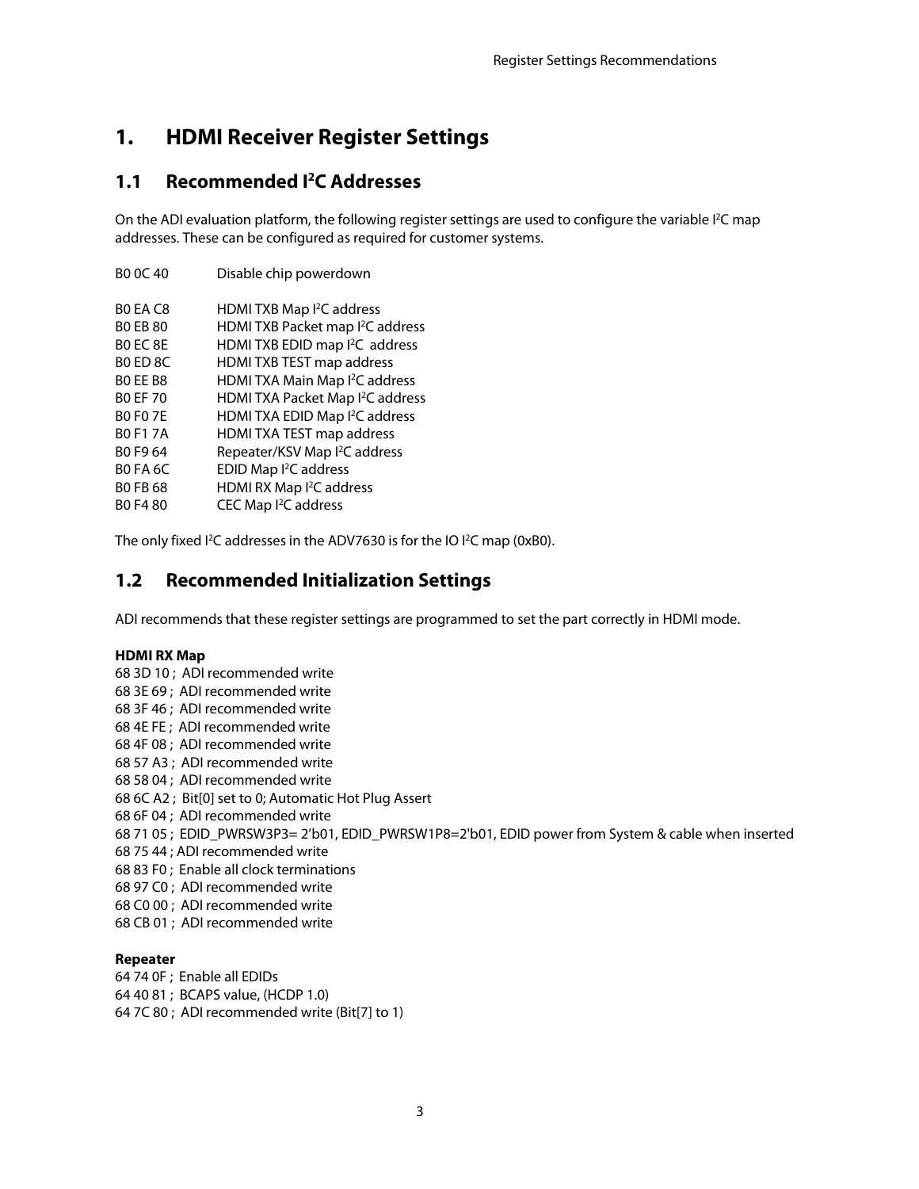# 1. HDMI Receiver Register Settings

## 1.1 Recommended I²C Addresses

On the ADI evaluation platform, the following register settings are used to configure the variable I²C map addresses. These can be configured as required for customer systems.

| | |
|---|---|
| B0 0C 40 | Disable chip powerdown |
| B0 EA C8 | HDMI TXB Map I²C address |
| B0 EB 80 | HDMI TXB Packet map I²C address |
| B0 EC 8E | HDMI TXB EDID map I²C address |
| B0 ED 8C | HDMI TXB TEST map address |
| B0 EE B8 | HDMI TXA Main Map I²C address |
| B0 EF 70 | HDMI TXA Packet Map I²C address |
| B0 F0 7E | HDMI TXA EDID Map I²C address |
| B0 F1 7A | HDMI TXA TEST map address |
| B0 F9 64 | Repeater/KSV Map I²C address |
| B0 FA 6C | EDID Map I²C address |
| B0 FB 68 | HDMI RX Map I²C address |
| B0 F4 80 | CEC Map I²C address |

The only fixed I²C addresses in the ADV7630 is for the IO I²C map (0xB0).

## 1.2 Recommended Initialization Settings

ADI recommends that these register settings are programmed to set the part correctly in HDMI mode.

**HDMI RX Map**

68 3D 10 ; ADI recommended write
68 3E 69 ; ADI recommended write
68 3F 46 ; ADI recommended write
68 4E FE ; ADI recommended write
68 4F 08 ; ADI recommended write
68 57 A3 ; ADI recommended write
68 58 04 ; ADI recommended write
68 6C A2 ; Bit[0] set to 0; Automatic Hot Plug Assert
68 6F 04 ; ADI recommended write
68 71 05 ; EDID_PWRSW3P3= 2'b01, EDID_PWRSW1P8=2'b01, EDID power from System & cable when inserted
68 75 44 ; ADI recommended write
68 83 F0 ; Enable all clock terminations
68 97 C0 ; ADI recommended write
68 C0 00 ; ADI recommended write
68 CB 01 ; ADI recommended write

**Repeater**

64 74 0F ; Enable all EDIDs
64 40 81 ; BCAPS value, (HCDP 1.0)
64 7C 80 ; ADI recommended write (Bit[7] to 1)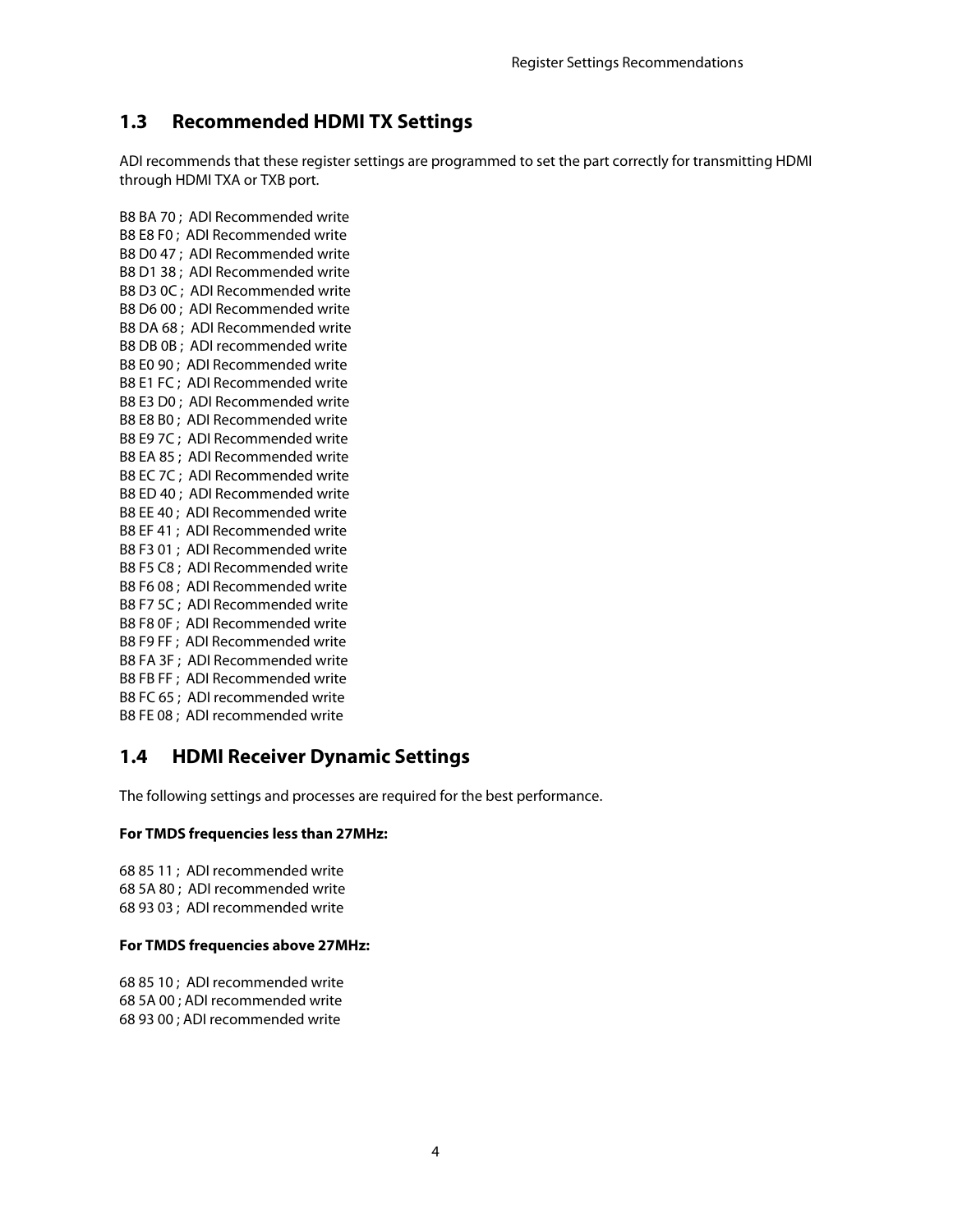## 1.3 Recommended HDMI TX Settings

ADI recommends that these register settings are programmed to set the part correctly for transmitting HDMI through HDMI TXA or TXB port.

B8 BA 70 ; ADI Recommended write  
B8 E8 F0 ; ADI Recommended write  
B8 D0 47 ; ADI Recommended write  
B8 D1 38 ; ADI Recommended write  
B8 D3 0C ; ADI Recommended write  
B8 D6 00 ; ADI Recommended write  
B8 DA 68 ; ADI Recommended write  
B8 DB 0B ; ADI recommended write  
B8 E0 90 ; ADI Recommended write  
B8 E1 FC ; ADI Recommended write  
B8 E3 D0 ; ADI Recommended write  
B8 E8 B0 ; ADI Recommended write  
B8 E9 7C ; ADI Recommended write  
B8 EA 85 ; ADI Recommended write  
B8 EC 7C ; ADI Recommended write  
B8 ED 40 ; ADI Recommended write  
B8 EE 40 ; ADI Recommended write  
B8 EF 41 ; ADI Recommended write  
B8 F3 01 ; ADI Recommended write  
B8 F5 C8 ; ADI Recommended write  
B8 F6 08 ; ADI Recommended write  
B8 F7 5C ; ADI Recommended write  
B8 F8 0F ; ADI Recommended write  
B8 F9 FF ; ADI Recommended write  
B8 FA 3F ; ADI Recommended write  
B8 FB FF ; ADI Recommended write  
B8 FC 65 ; ADI recommended write  
B8 FE 08 ; ADI recommended write

## 1.4 HDMI Receiver Dynamic Settings

The following settings and processes are required for the best performance.

**For TMDS frequencies less than 27MHz:**

68 85 11 ; ADI recommended write  
68 5A 80 ; ADI recommended write  
68 93 03 ; ADI recommended write

**For TMDS frequencies above 27MHz:**

68 85 10 ; ADI recommended write  
68 5A 00 ; ADI recommended write  
68 93 00 ; ADI recommended write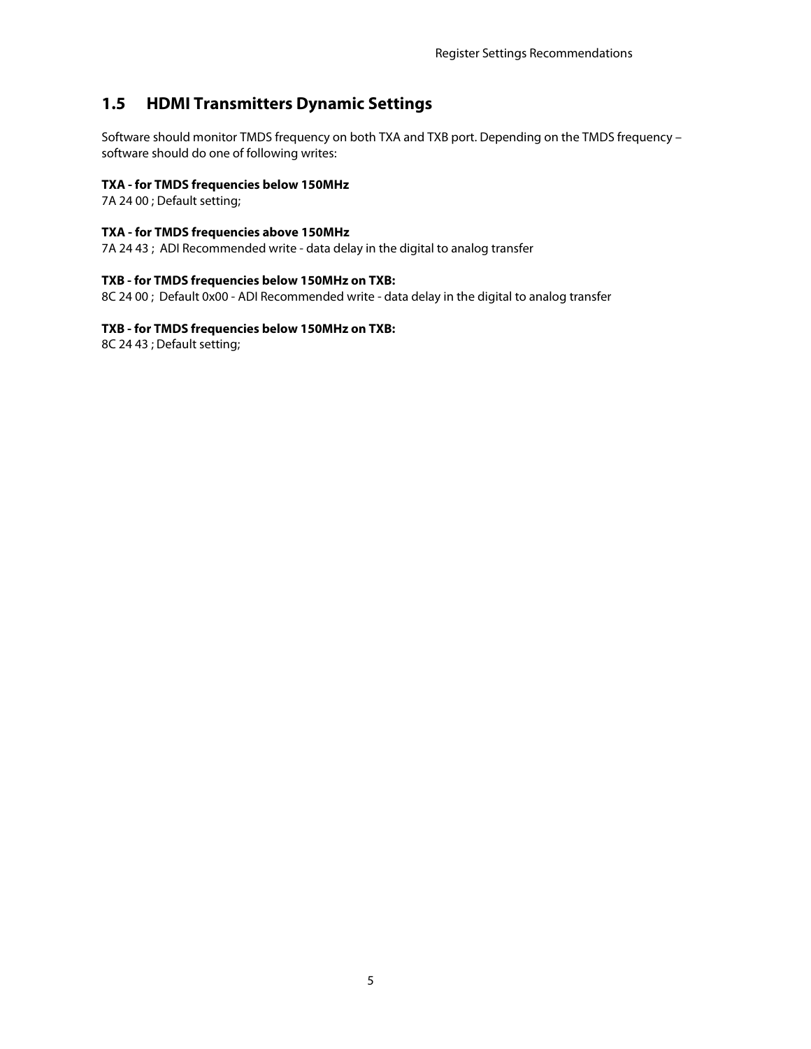## 1.5 HDMI Transmitters Dynamic Settings

Software should monitor TMDS frequency on both TXA and TXB port. Depending on the TMDS frequency – software should do one of following writes:

**TXA - for TMDS frequencies below 150MHz**
7A 24 00 ; Default setting;

**TXA - for TMDS frequencies above 150MHz**
7A 24 43 ; ADI Recommended write - data delay in the digital to analog transfer

**TXB - for TMDS frequencies below 150MHz on TXB:**
8C 24 00 ; Default 0x00 - ADI Recommended write - data delay in the digital to analog transfer

**TXB - for TMDS frequencies below 150MHz on TXB:**
8C 24 43 ; Default setting;